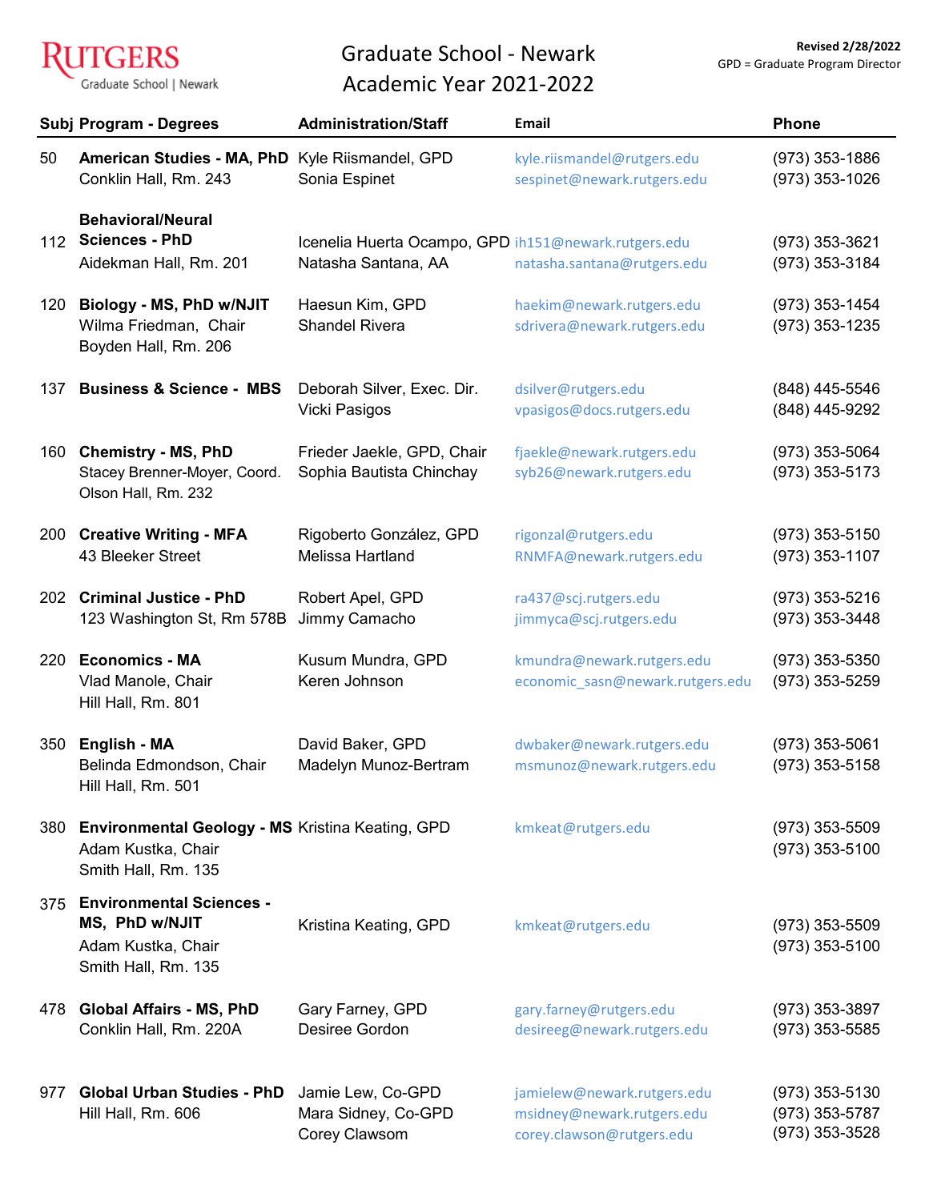# Graduate School - Newark
## Academic Year 2021-2022

**Revised 2/28/2022**
GPD = Graduate Program Director

| Subj | Program - Degrees | Administration/Staff | Email | Phone |
|---|---|---|---|---|
| 50 | **American Studies - MA, PhD**<br>Conklin Hall, Rm. 243 | Kyle Riismandel, GPD<br>Sonia Espinet | kyle.riismandel@rutgers.edu<br>sespinet@newark.rutgers.edu | (973) 353-1886<br>(973) 353-1026 |
| 112 | **Behavioral/Neural Sciences - PhD**<br>Aidekman Hall, Rm. 201 | Icenelia Huerta Ocampo, GPD<br>Natasha Santana, AA | ih151@newark.rutgers.edu<br>natasha.santana@rutgers.edu | (973) 353-3621<br>(973) 353-3184 |
| 120 | **Biology - MS, PhD w/NJIT**<br>Wilma Friedman, Chair<br>Boyden Hall, Rm. 206 | Haesun Kim, GPD<br>Shandel Rivera | haekim@newark.rutgers.edu<br>sdrivera@newark.rutgers.edu | (973) 353-1454<br>(973) 353-1235 |
| 137 | **Business & Science - MBS** | Deborah Silver, Exec. Dir.<br>Vicki Pasigos | dsilver@rutgers.edu<br>vpasigos@docs.rutgers.edu | (848) 445-5546<br>(848) 445-9292 |
| 160 | **Chemistry - MS, PhD**<br>Stacey Brenner-Moyer, Coord.<br>Olson Hall, Rm. 232 | Frieder Jaekle, GPD, Chair<br>Sophia Bautista Chinchay | fjaekle@newark.rutgers.edu<br>syb26@newark.rutgers.edu | (973) 353-5064<br>(973) 353-5173 |
| 200 | **Creative Writing - MFA**<br>43 Bleeker Street | Rigoberto González, GPD<br>Melissa Hartland | rigonzal@rutgers.edu<br>RNMFA@newark.rutgers.edu | (973) 353-5150<br>(973) 353-1107 |
| 202 | **Criminal Justice - PhD**<br>123 Washington St, Rm 578B | Robert Apel, GPD<br>Jimmy Camacho | ra437@scj.rutgers.edu<br>jimmyca@scj.rutgers.edu | (973) 353-5216<br>(973) 353-3448 |
| 220 | **Economics - MA**<br>Vlad Manole, Chair<br>Hill Hall, Rm. 801 | Kusum Mundra, GPD<br>Keren Johnson | kmundra@newark.rutgers.edu<br>economic_sasn@newark.rutgers.edu | (973) 353-5350<br>(973) 353-5259 |
| 350 | **English - MA**<br>Belinda Edmondson, Chair<br>Hill Hall, Rm. 501 | David Baker, GPD<br>Madelyn Munoz-Bertram | dwbaker@newark.rutgers.edu<br>msmunoz@newark.rutgers.edu | (973) 353-5061<br>(973) 353-5158 |
| 380 | **Environmental Geology - MS**<br>Adam Kustka, Chair<br>Smith Hall, Rm. 135 | Kristina Keating, GPD | kmkeat@rutgers.edu | (973) 353-5509<br>(973) 353-5100 |
| 375 | **Environmental Sciences - MS, PhD w/NJIT**<br>Adam Kustka, Chair<br>Smith Hall, Rm. 135 | Kristina Keating, GPD | kmkeat@rutgers.edu | (973) 353-5509<br>(973) 353-5100 |
| 478 | **Global Affairs - MS, PhD**<br>Conklin Hall, Rm. 220A | Gary Farney, GPD<br>Desiree Gordon | gary.farney@rutgers.edu<br>desireeg@newark.rutgers.edu | (973) 353-3897<br>(973) 353-5585 |
| 977 | **Global Urban Studies - PhD**<br>Hill Hall, Rm. 606 | Jamie Lew, Co-GPD<br>Mara Sidney, Co-GPD<br>Corey Clawsom | jamielew@newark.rutgers.edu<br>msidney@newark.rutgers.edu<br>corey.clawson@rutgers.edu | (973) 353-5130<br>(973) 353-5787<br>(973) 353-3528 |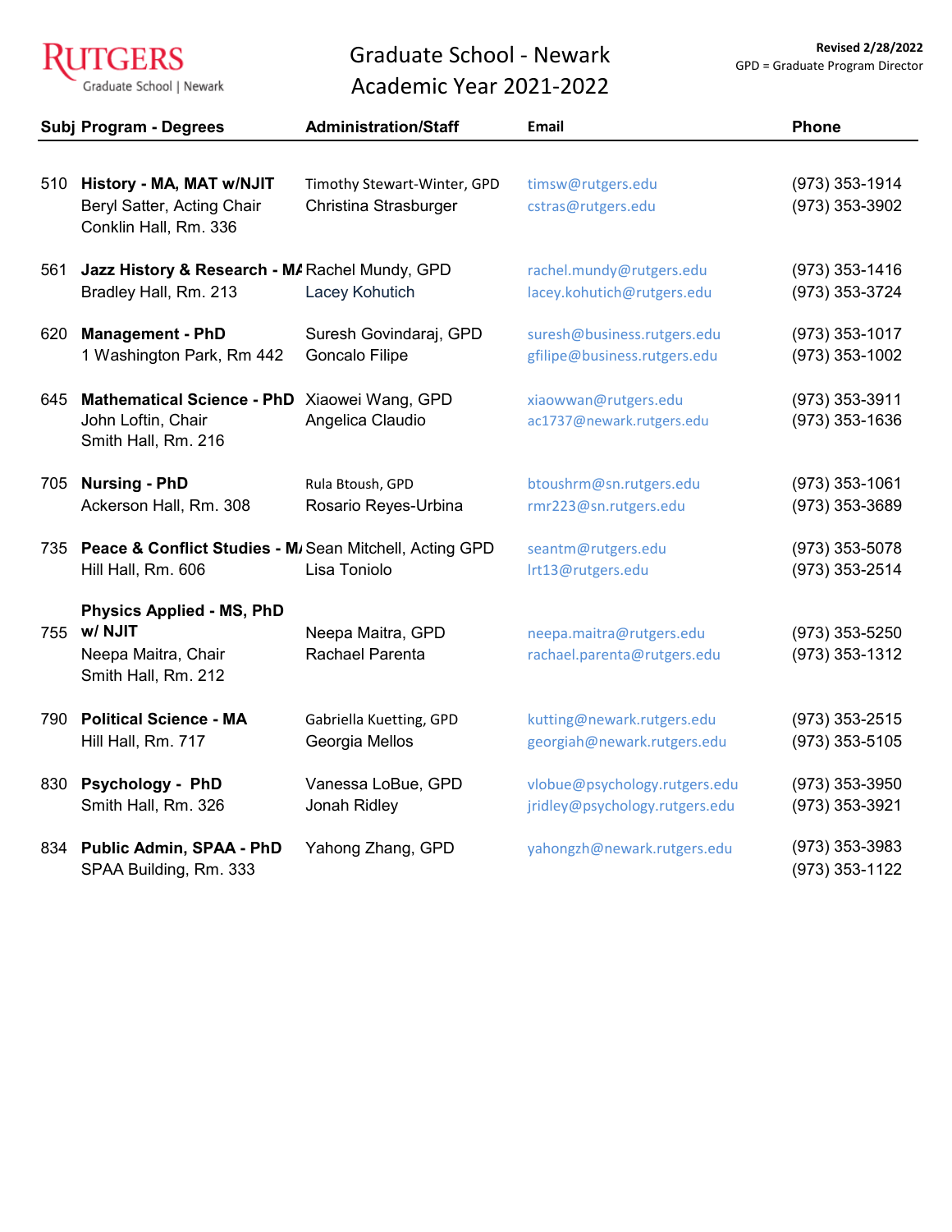# Graduate School - Newark
## Academic Year 2021-2022

Revised 2/28/2022
GPD = Graduate Program Director

| Subj | Program - Degrees | Administration/Staff | Email | Phone |
|---|---|---|---|---|
| 510 | **History - MA, MAT w/NJIT**<br>Beryl Satter, Acting Chair<br>Conklin Hall, Rm. 336 | Timothy Stewart-Winter, GPD<br>Christina Strasburger | timsw@rutgers.edu<br>cstras@rutgers.edu | (973) 353-1914<br>(973) 353-3902 |
| 561 | **Jazz History & Research - MA**<br>Bradley Hall, Rm. 213 | Rachel Mundy, GPD<br>Lacey Kohutich | rachel.mundy@rutgers.edu<br>lacey.kohutich@rutgers.edu | (973) 353-1416<br>(973) 353-3724 |
| 620 | **Management - PhD**<br>1 Washington Park, Rm 442 | Suresh Govindaraj, GPD<br>Goncalo Filipe | suresh@business.rutgers.edu<br>gfilipe@business.rutgers.edu | (973) 353-1017<br>(973) 353-1002 |
| 645 | **Mathematical Science - PhD**<br>John Loftin, Chair<br>Smith Hall, Rm. 216 | Xiaowei Wang, GPD<br>Angelica Claudio | xiaowwan@rutgers.edu<br>ac1737@newark.rutgers.edu | (973) 353-3911<br>(973) 353-1636 |
| 705 | **Nursing - PhD**<br>Ackerson Hall, Rm. 308 | Rula Btoush, GPD<br>Rosario Reyes-Urbina | btoushrm@sn.rutgers.edu<br>rmr223@sn.rutgers.edu | (973) 353-1061<br>(973) 353-3689 |
| 735 | **Peace & Conflict Studies - MA**<br>Hill Hall, Rm. 606 | Sean Mitchell, Acting GPD<br>Lisa Toniolo | seantm@rutgers.edu<br>lrt13@rutgers.edu | (973) 353-5078<br>(973) 353-2514 |
| 755 | **Physics Applied - MS, PhD w/ NJIT**<br>Neepa Maitra, Chair<br>Smith Hall, Rm. 212 | Neepa Maitra, GPD<br>Rachael Parenta | neepa.maitra@rutgers.edu<br>rachael.parenta@rutgers.edu | (973) 353-5250<br>(973) 353-1312 |
| 790 | **Political Science - MA**<br>Hill Hall, Rm. 717 | Gabriella Kuetting, GPD<br>Georgia Mellos | kutting@newark.rutgers.edu<br>georgiah@newark.rutgers.edu | (973) 353-2515<br>(973) 353-5105 |
| 830 | **Psychology - PhD**<br>Smith Hall, Rm. 326 | Vanessa LoBue, GPD<br>Jonah Ridley | vlobue@psychology.rutgers.edu<br>jridley@psychology.rutgers.edu | (973) 353-3950<br>(973) 353-3921 |
| 834 | **Public Admin, SPAA - PhD**<br>SPAA Building, Rm. 333 | Yahong Zhang, GPD | yahongzh@newark.rutgers.edu | (973) 353-3983<br>(973) 353-1122 |